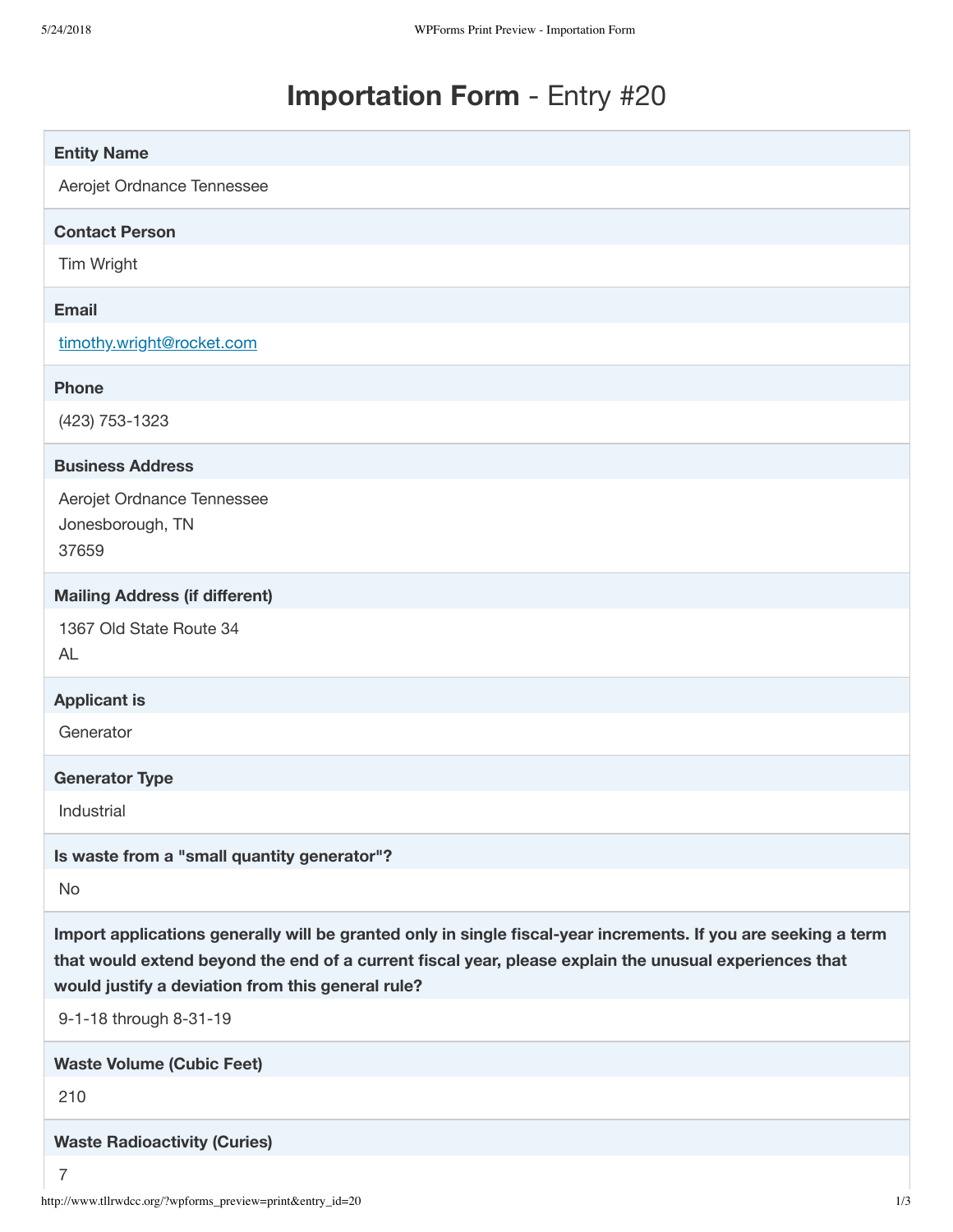# **Importation Form** - Entry #20

**Entity Name**

Aerojet Ordnance Tennessee

**Contact Person**

Tim Wright

**Email**

timothy.wright@rocket.com

**Phone**

(423) 753-1323

**Business Address**

Aerojet Ordnance Tennessee
Jonesborough, TN
37659

**Mailing Address (if different)**

1367 Old State Route 34
AL

**Applicant is**

Generator

**Generator Type**

Industrial

**Is waste from a "small quantity generator"?**

No

**Import applications generally will be granted only in single fiscal-year increments. If you are seeking a term that would extend beyond the end of a current fiscal year, please explain the unusual experiences that would justify a deviation from this general rule?**

9-1-18 through 8-31-19

**Waste Volume (Cubic Feet)**

210

**Waste Radioactivity (Curies)**

7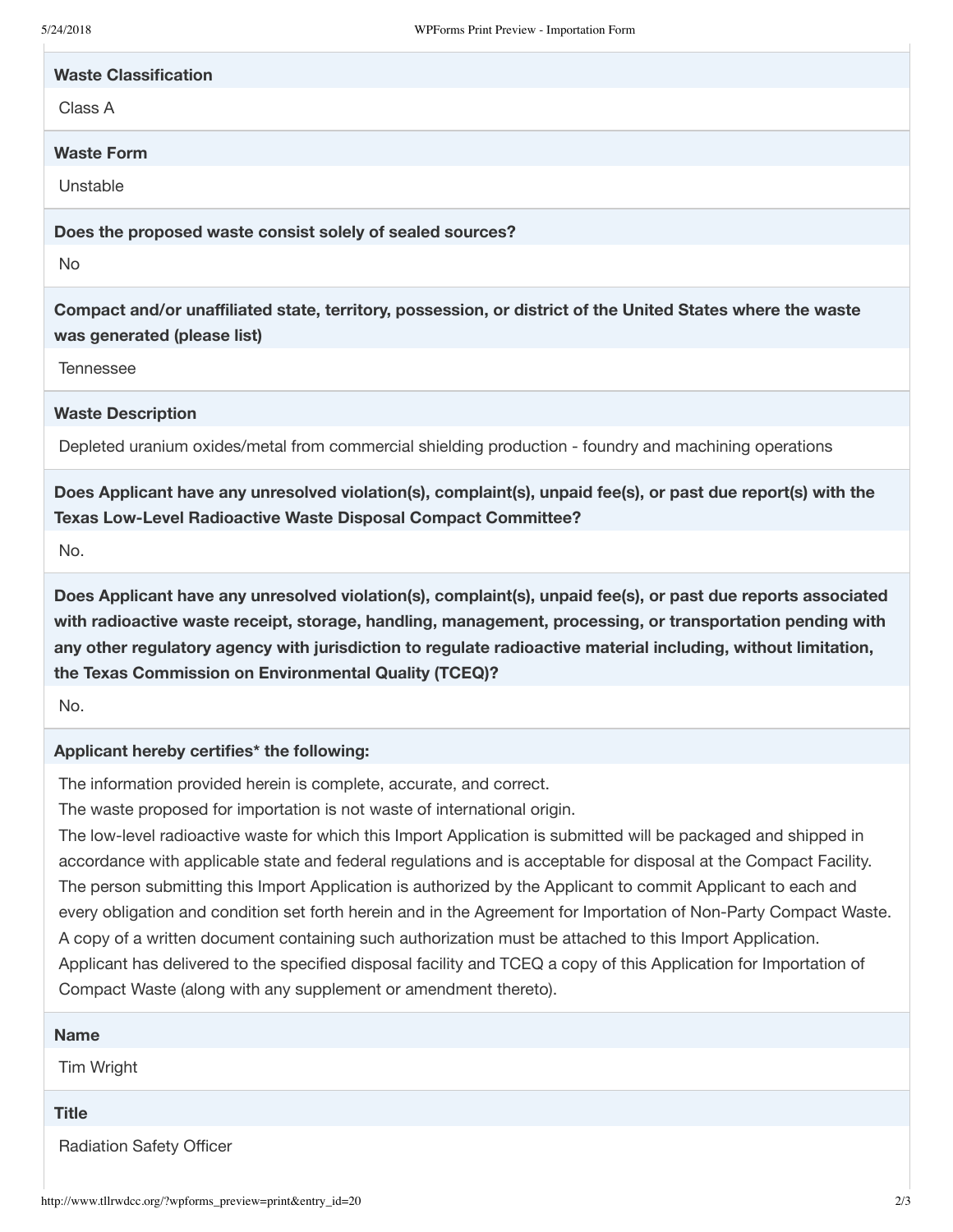**Waste Classification**

Class A

**Waste Form**

Unstable

**Does the proposed waste consist solely of sealed sources?**

No

**Compact and/or unaffiliated state, territory, possession, or district of the United States where the waste was generated (please list)**

Tennessee

**Waste Description**

Depleted uranium oxides/metal from commercial shielding production - foundry and machining operations

**Does Applicant have any unresolved violation(s), complaint(s), unpaid fee(s), or past due report(s) with the Texas Low-Level Radioactive Waste Disposal Compact Committee?**

No.

**Does Applicant have any unresolved violation(s), complaint(s), unpaid fee(s), or past due reports associated with radioactive waste receipt, storage, handling, management, processing, or transportation pending with any other regulatory agency with jurisdiction to regulate radioactive material including, without limitation, the Texas Commission on Environmental Quality (TCEQ)?**

No.

**Applicant hereby certifies* the following:**

The information provided herein is complete, accurate, and correct.
The waste proposed for importation is not waste of international origin.
The low-level radioactive waste for which this Import Application is submitted will be packaged and shipped in accordance with applicable state and federal regulations and is acceptable for disposal at the Compact Facility.
The person submitting this Import Application is authorized by the Applicant to commit Applicant to each and every obligation and condition set forth herein and in the Agreement for Importation of Non-Party Compact Waste. A copy of a written document containing such authorization must be attached to this Import Application.
Applicant has delivered to the specified disposal facility and TCEQ a copy of this Application for Importation of Compact Waste (along with any supplement or amendment thereto).

**Name**

Tim Wright

**Title**

Radiation Safety Officer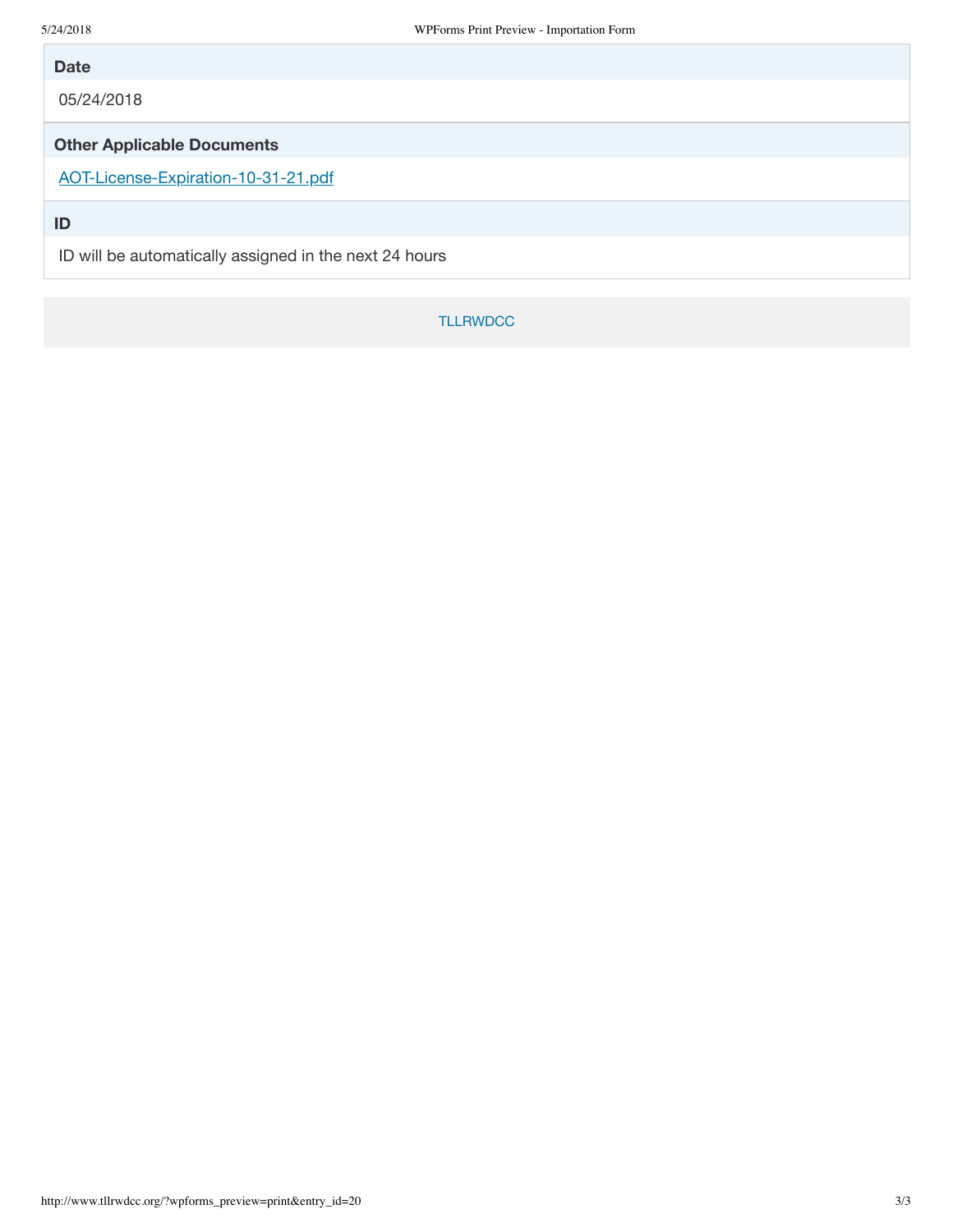**Date**

05/24/2018

**Other Applicable Documents**

[AOT-License-Expiration-10-31-21.pdf]

**ID**

ID will be automatically assigned in the next 24 hours

TLLRWDCC